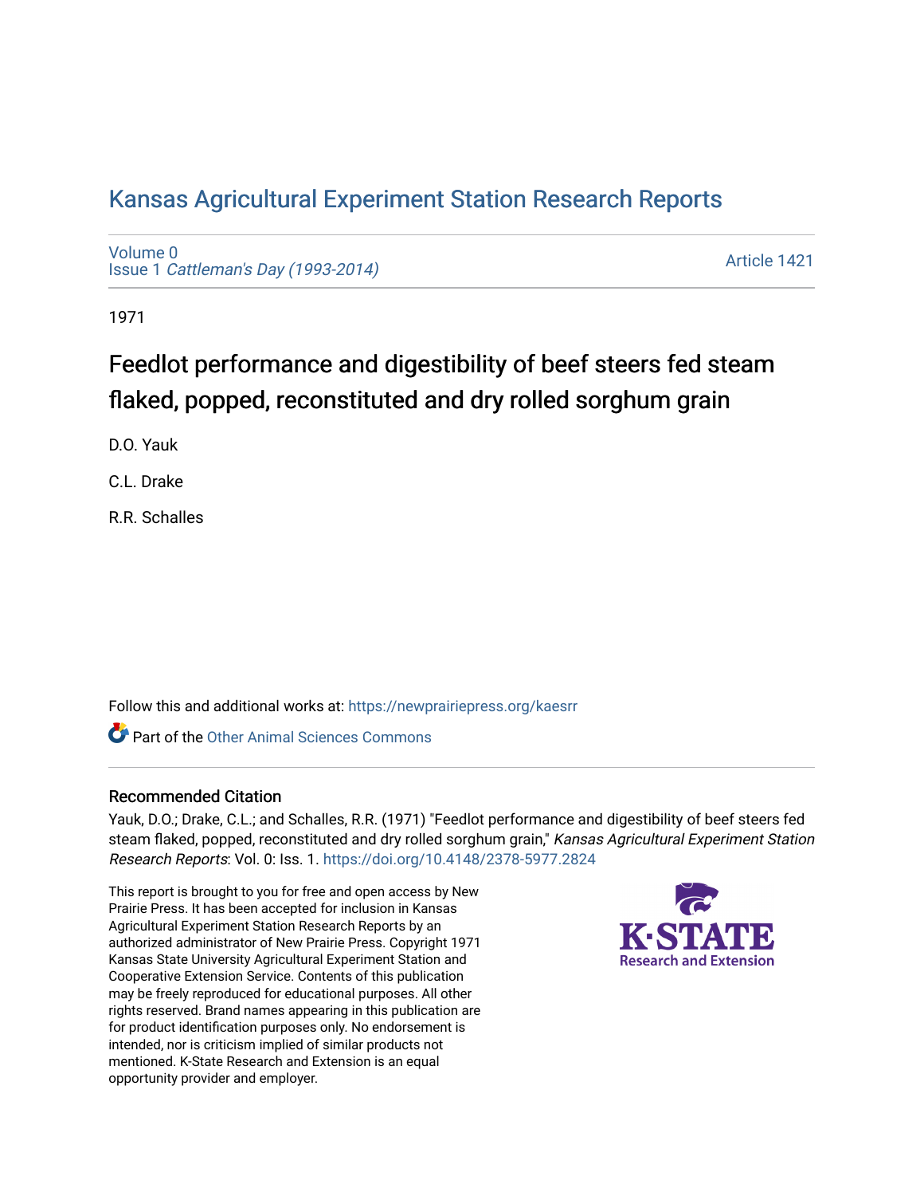# Kansas Agricultural Experiment Station Research Reports

Volume 0
Issue 1 *Cattleman's Day (1993-2014)*

Article 1421

1971

## Feedlot performance and digestibility of beef steers fed steam flaked, popped, reconstituted and dry rolled sorghum grain

D.O. Yauk

C.L. Drake

R.R. Schalles

Follow this and additional works at: https://newprairiepress.org/kaesrr

Part of the Other Animal Sciences Commons

### Recommended Citation

Yauk, D.O.; Drake, C.L.; and Schalles, R.R. (1971) "Feedlot performance and digestibility of beef steers fed steam flaked, popped, reconstituted and dry rolled sorghum grain," *Kansas Agricultural Experiment Station Research Reports*: Vol. 0: Iss. 1. https://doi.org/10.4148/2378-5977.2824

This report is brought to you for free and open access by New Prairie Press. It has been accepted for inclusion in Kansas Agricultural Experiment Station Research Reports by an authorized administrator of New Prairie Press. Copyright 1971 Kansas State University Agricultural Experiment Station and Cooperative Extension Service. Contents of this publication may be freely reproduced for educational purposes. All other rights reserved. Brand names appearing in this publication are for product identification purposes only. No endorsement is intended, nor is criticism implied of similar products not mentioned. K-State Research and Extension is an equal opportunity provider and employer.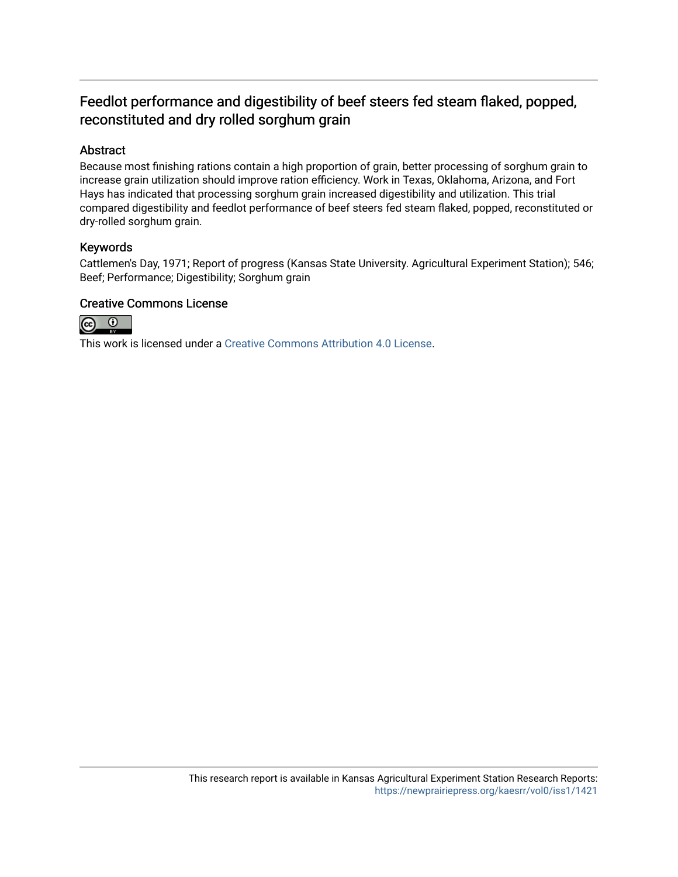# Feedlot performance and digestibility of beef steers fed steam flaked, popped, reconstituted and dry rolled sorghum grain

## Abstract

Because most finishing rations contain a high proportion of grain, better processing of sorghum grain to increase grain utilization should improve ration efficiency. Work in Texas, Oklahoma, Arizona, and Fort Hays has indicated that processing sorghum grain increased digestibility and utilization. This trial compared digestibility and feedlot performance of beef steers fed steam flaked, popped, reconstituted or dry-rolled sorghum grain.

## Keywords

Cattlemen's Day, 1971; Report of progress (Kansas State University. Agricultural Experiment Station); 546; Beef; Performance; Digestibility; Sorghum grain

## Creative Commons License

This work is licensed under a Creative Commons Attribution 4.0 License.

This research report is available in Kansas Agricultural Experiment Station Research Reports: https://newprairiepress.org/kaesrr/vol0/iss1/1421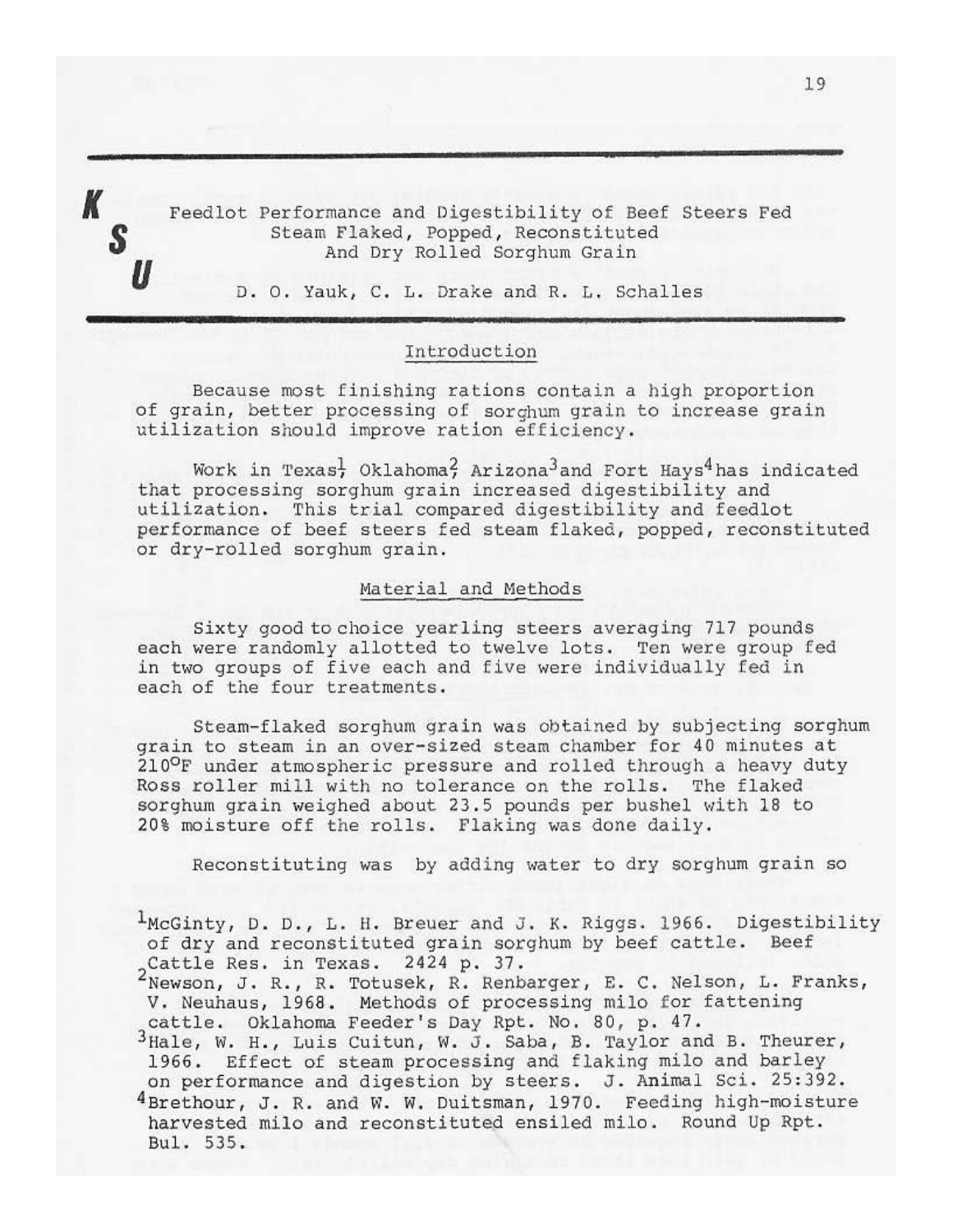K S U

# Feedlot Performance and Digestibility of Beef Steers Fed Steam Flaked, Popped, Reconstituted And Dry Rolled Sorghum Grain

D. O. Yauk, C. L. Drake and R. L. Schalles

## Introduction

Because most finishing rations contain a high proportion of grain, better processing of sorghum grain to increase grain utilization should improve ration efficiency.

Work in Texas[1], Oklahoma[2], Arizona[3] and Fort Hays[4] has indicated that processing sorghum grain increased digestibility and utilization. This trial compared digestibility and feedlot performance of beef steers fed steam flaked, popped, reconstituted or dry-rolled sorghum grain.

## Material and Methods

Sixty good to choice yearling steers averaging 717 pounds each were randomly allotted to twelve lots. Ten were group fed in two groups of five each and five were individually fed in each of the four treatments.

Steam-flaked sorghum grain was obtained by subjecting sorghum grain to steam in an over-sized steam chamber for 40 minutes at 210°F under atmospheric pressure and rolled through a heavy duty Ross roller mill with no tolerance on the rolls. The flaked sorghum grain weighed about 23.5 pounds per bushel with 18 to 20% moisture off the rolls. Flaking was done daily.

Reconstituting was by adding water to dry sorghum grain so

[1] McGinty, D. D., L. H. Breuer and J. K. Riggs. 1966. Digestibility of dry and reconstituted grain sorghum by beef cattle. Beef Cattle Res. in Texas. 2424 p. 37.

[2] Newson, J. R., R. Totusek, R. Renbarger, E. C. Nelson, L. Franks, V. Neuhaus, 1968. Methods of processing milo for fattening cattle. Oklahoma Feeder's Day Rpt. No. 80, p. 47.

[3] Hale, W. H., Luis Cuitun, W. J. Saba, B. Taylor and B. Theurer, 1966. Effect of steam processing and flaking milo and barley on performance and digestion by steers. J. Animal Sci. 25:392.

[4] Brethour, J. R. and W. W. Duitsman, 1970. Feeding high-moisture harvested milo and reconstituted ensiled milo. Round Up Rpt. Bul. 535.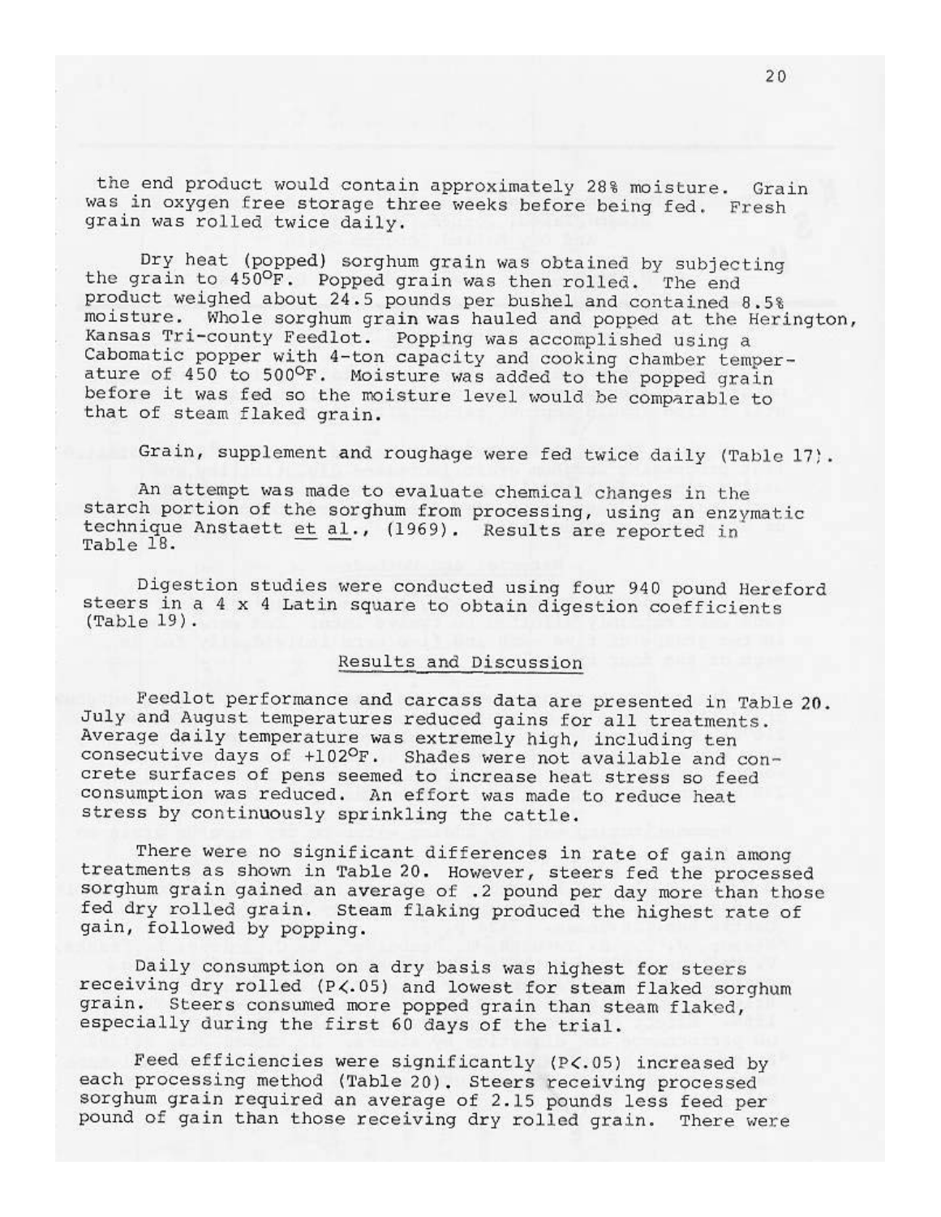the end product would contain approximately 28% moisture. Grain was in oxygen free storage three weeks before being fed. Fresh grain was rolled twice daily.

Dry heat (popped) sorghum grain was obtained by subjecting the grain to 450°F. Popped grain was then rolled. The end product weighed about 24.5 pounds per bushel and contained 8.5% moisture. Whole sorghum grain was hauled and popped at the Herington, Kansas Tri-county Feedlot. Popping was accomplished using a Cabomatic popper with 4-ton capacity and cooking chamber temperature of 450 to 500°F. Moisture was added to the popped grain before it was fed so the moisture level would be comparable to that of steam flaked grain.

Grain, supplement and roughage were fed twice daily (Table 17).

An attempt was made to evaluate chemical changes in the starch portion of the sorghum from processing, using an enzymatic technique Anstaett et al., (1969). Results are reported in Table 18.

Digestion studies were conducted using four 940 pound Hereford steers in a 4 x 4 Latin square to obtain digestion coefficients (Table 19).

## Results and Discussion

Feedlot performance and carcass data are presented in Table 20. July and August temperatures reduced gains for all treatments. Average daily temperature was extremely high, including ten consecutive days of +102°F. Shades were not available and concrete surfaces of pens seemed to increase heat stress so feed consumption was reduced. An effort was made to reduce heat stress by continuously sprinkling the cattle.

There were no significant differences in rate of gain among treatments as shown in Table 20. However, steers fed the processed sorghum grain gained an average of .2 pound per day more than those fed dry rolled grain. Steam flaking produced the highest rate of gain, followed by popping.

Daily consumption on a dry basis was highest for steers receiving dry rolled ($P<.05$) and lowest for steam flaked sorghum grain. Steers consumed more popped grain than steam flaked, especially during the first 60 days of the trial.

Feed efficiencies were significantly ($P<.05$) increased by each processing method (Table 20). Steers receiving processed sorghum grain required an average of 2.15 pounds less feed per pound of gain than those receiving dry rolled grain. There were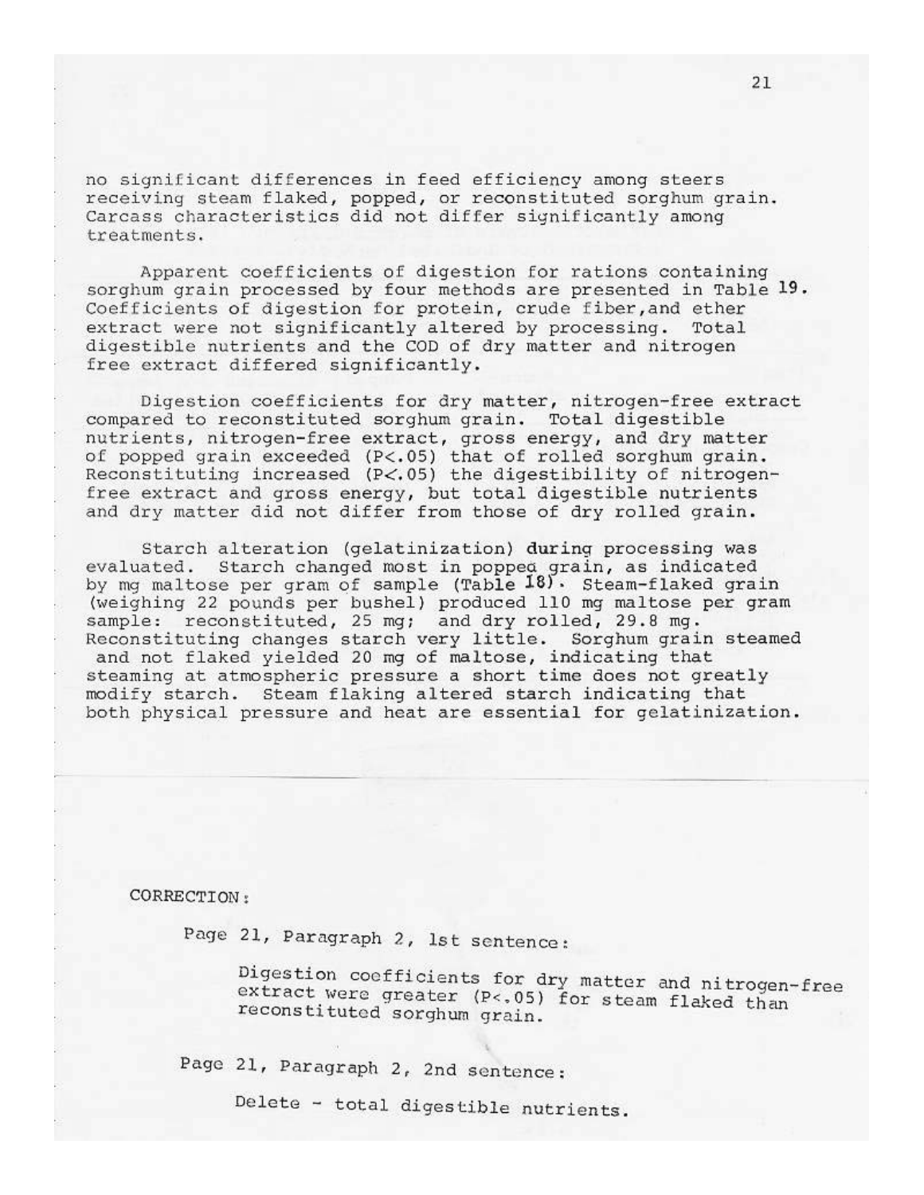no significant differences in feed efficiency among steers receiving steam flaked, popped, or reconstituted sorghum grain. Carcass characteristics did not differ significantly among treatments.

Apparent coefficients of digestion for rations containing sorghum grain processed by four methods are presented in Table 19. Coefficients of digestion for protein, crude fiber, and ether extract were not significantly altered by processing. Total digestible nutrients and the COD of dry matter and nitrogen free extract differed significantly.

Digestion coefficients for dry matter, nitrogen-free extract compared to reconstituted sorghum grain. Total digestible nutrients, nitrogen-free extract, gross energy, and dry matter of popped grain exceeded ($P<.05$) that of rolled sorghum grain. Reconstituting increased ($P<.05$) the digestibility of nitrogen-free extract and gross energy, but total digestible nutrients and dry matter did not differ from those of dry rolled grain.

Starch alteration (gelatinization) during processing was evaluated. Starch changed most in popped grain, as indicated by mg maltose per gram of sample (Table 18). Steam-flaked grain (weighing 22 pounds per bushel) produced 110 mg maltose per gram sample: reconstituted, 25 mg; and dry rolled, 29.8 mg. Reconstituting changes starch very little. Sorghum grain steamed and not flaked yielded 20 mg of maltose, indicating that steaming at atmospheric pressure a short time does not greatly modify starch. Steam flaking altered starch indicating that both physical pressure and heat are essential for gelatinization.

---

CORRECTION:

Page 21, Paragraph 2, 1st sentence:

Digestion coefficients for dry matter and nitrogen-free extract were greater ($P<.05$) for steam flaked than reconstituted sorghum grain.

Page 21, Paragraph 2, 2nd sentence:

Delete - total digestible nutrients.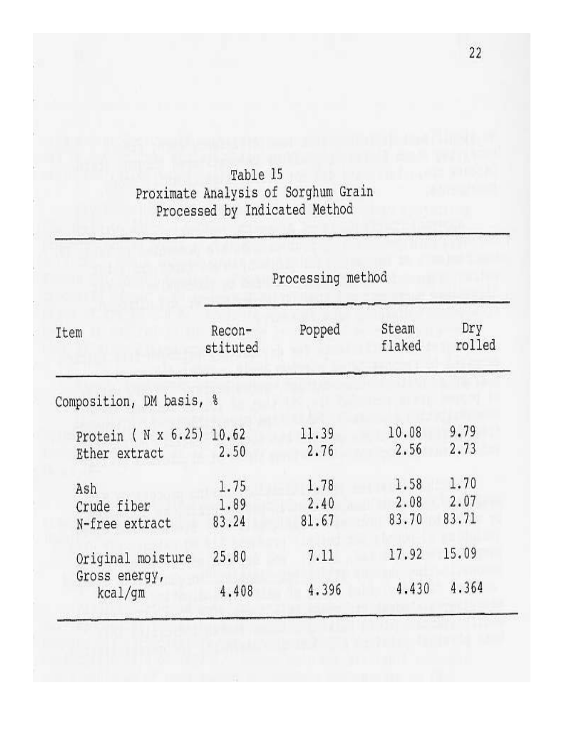Table 15
Proximate Analysis of Sorghum Grain
Processed by Indicated Method

| Item | Processing method | | | |
|---|---|---|---|---|
| | Reconstituted | Popped | Steam flaked | Dry rolled |
| Composition, DM basis, % | | | | |
| Protein ( N x 6.25) | 10.62 | 11.39 | 10.08 | 9.79 |
| Ether extract | 2.50 | 2.76 | 2.56 | 2.73 |
| Ash | 1.75 | 1.78 | 1.58 | 1.70 |
| Crude fiber | 1.89 | 2.40 | 2.08 | 2.07 |
| N-free extract | 83.24 | 81.67 | 83.70 | 83.71 |
| Original moisture | 25.80 | 7.11 | 17.92 | 15.09 |
| Gross energy, kcal/gm | 4.408 | 4.396 | 4.430 | 4.364 |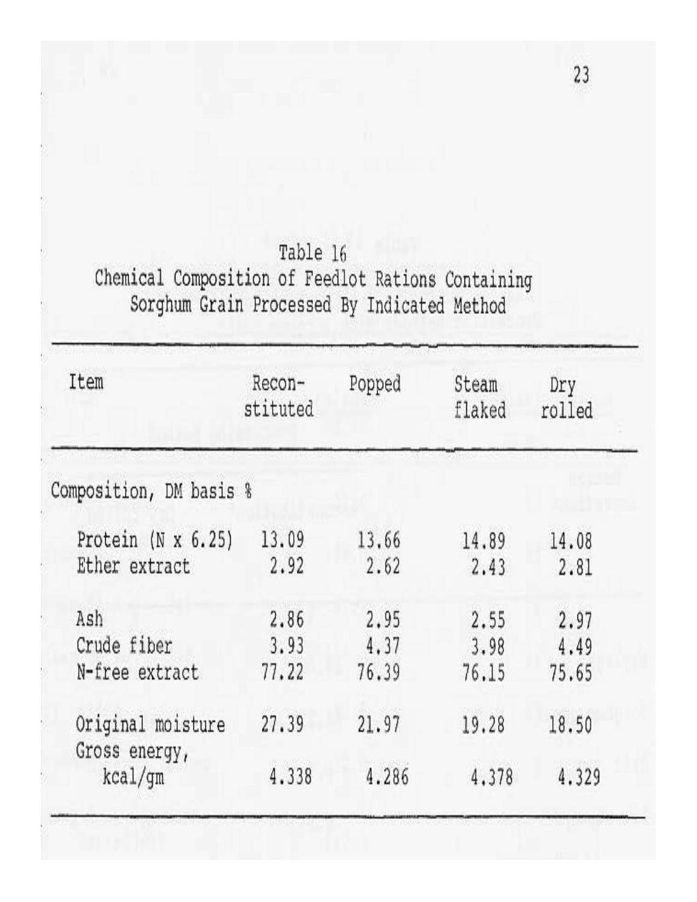Table 16
Chemical Composition of Feedlot Rations Containing Sorghum Grain Processed By Indicated Method

| Item | Reconstituted | Popped | Steam flaked | Dry rolled |
|---|---|---|---|---|
| Composition, DM basis % | | | | |
| Protein (N x 6.25) | 13.09 | 13.66 | 14.89 | 14.08 |
| Ether extract | 2.92 | 2.62 | 2.43 | 2.81 |
| Ash | 2.86 | 2.95 | 2.55 | 2.97 |
| Crude fiber | 3.93 | 4.37 | 3.98 | 4.49 |
| N-free extract | 77.22 | 76.39 | 76.15 | 75.65 |
| Original moisture | 27.39 | 21.97 | 19.28 | 18.50 |
| Gross energy, kcal/gm | 4.338 | 4.286 | 4.378 | 4.329 |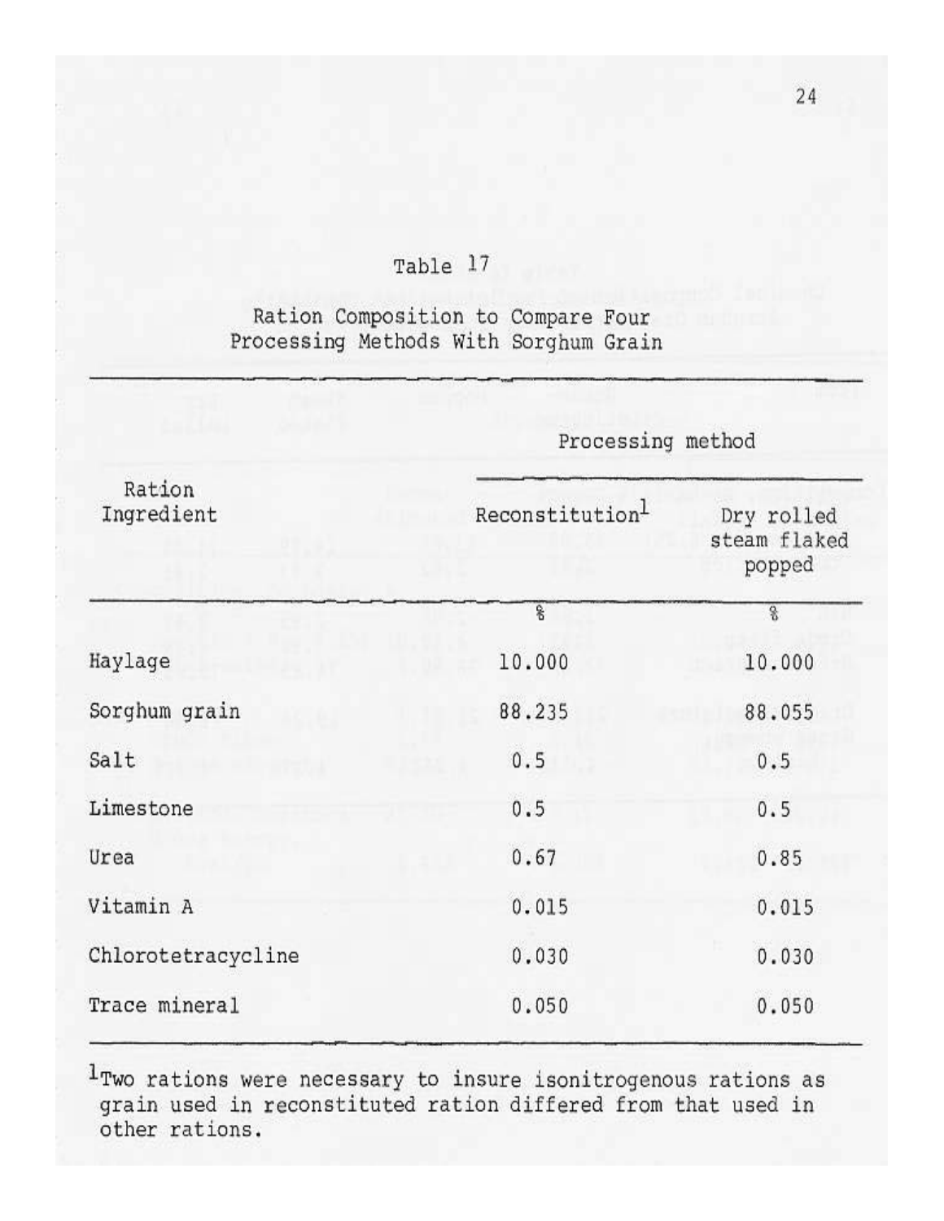Table 17

Ration Composition to Compare Four Processing Methods With Sorghum Grain

| Ration Ingredient | Processing method | |
|---|---|---|
| | Reconstitution[1] | Dry rolled steam flaked popped |
| | % | % |
| Haylage | 10.000 | 10.000 |
| Sorghum grain | 88.235 | 88.055 |
| Salt | 0.5 | 0.5 |
| Limestone | 0.5 | 0.5 |
| Urea | 0.67 | 0.85 |
| Vitamin A | 0.015 | 0.015 |
| Chlorotetracycline | 0.030 | 0.030 |
| Trace mineral | 0.050 | 0.050 |

[1]Two rations were necessary to insure isonitrogenous rations as grain used in reconstituted ration differed from that used in other rations.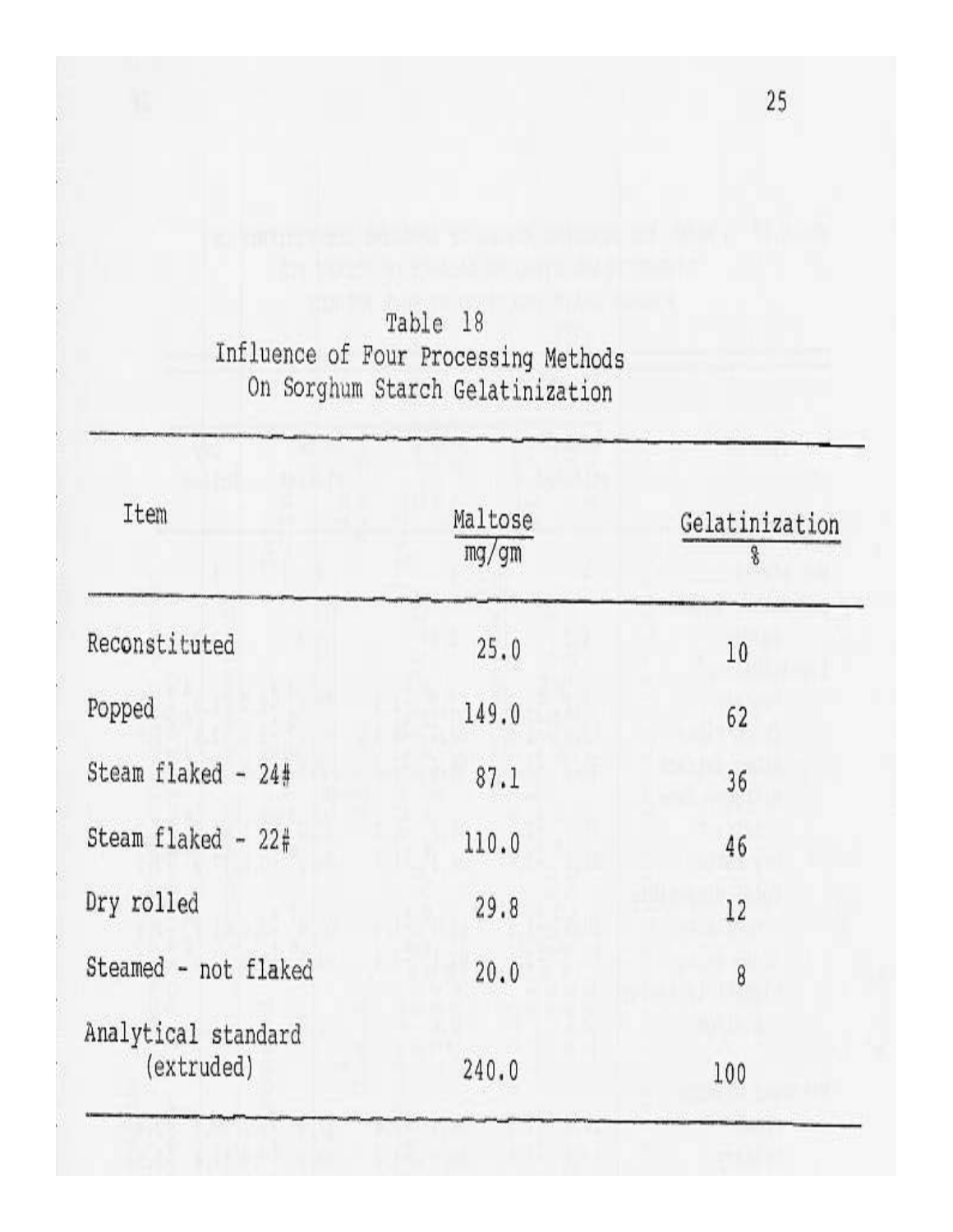Table 18
Influence of Four Processing Methods
On Sorghum Starch Gelatinization

| Item | Maltose mg/gm | Gelatinization % |
|---|---|---|
| Reconstituted | 25.0 | 10 |
| Popped | 149.0 | 62 |
| Steam flaked - 24# | 87.1 | 36 |
| Steam flaked - 22# | 110.0 | 46 |
| Dry rolled | 29.8 | 12 |
| Steamed - not flaked | 20.0 | 8 |
| Analytical standard (extruded) | 240.0 | 100 |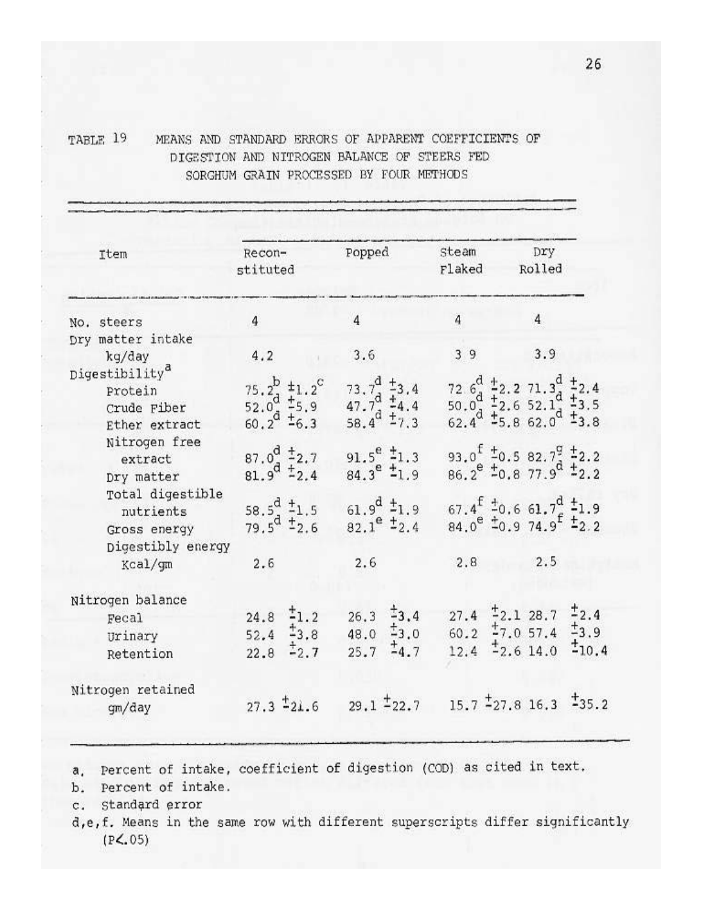TABLE 19 MEANS AND STANDARD ERRORS OF APPARENT COEFFICIENTS OF DIGESTION AND NITROGEN BALANCE OF STEERS FED SORGHUM GRAIN PROCESSED BY FOUR METHODS

| Item | Reconstituted | Popped | Steam Flaked | Dry Rolled |
|---|---|---|---|---|
| No. steers | 4 | 4 | 4 | 4 |
| Dry matter intake | | | | |
| kg/day | 4.2 | 3.6 | 3.9 | 3.9 |
| Digestibility[a] | | | | |
| Protein | 75.2[b] ±1.2[c] | 73.7[d] ±3.4 | 72.6[d] ±2.2 | 71.3[d] ±2.4 |
| Crude Fiber | 52.0[d] ±5.9 | 47.7[d] ±4.4 | 50.0[d] ±2.6 | 52.1[d] ±3.5 |
| Ether extract | 60.2[d] ±6.3 | 58.4[d] ±7.3 | 62.4[d] ±5.8 | 62.0[d] ±3.8 |
| Nitrogen free extract | 87.0[d] ±2.7 | 91.5[e] ±1.3 | 93.0[f] ±0.5 | 82.7[g] ±2.2 |
| Dry matter | 81.9[d] ±2.4 | 84.3[e] ±1.9 | 86.2[e] ±0.8 | 77.9[d] ±2.2 |
| Total digestible nutrients | 58.5[d] ±1.5 | 61.9[d] ±1.9 | 67.4[f] ±0.6 | 61.7[d] ±1.9 |
| Gross energy | 79.5[d] ±2.6 | 82.1[e] ±2.4 | 84.0[e] ±0.9 | 74.9[f] ±2.2 |
| Digestibly energy | | | | |
| Kcal/gm | 2.6 | 2.6 | 2.8 | 2.5 |
| Nitrogen balance | | | | |
| Fecal | 24.8 ±1.2 | 26.3 ±3.4 | 27.4 ±2.1 | 28.7 ±2.4 |
| Urinary | 52.4 ±3.8 | 48.0 ±3.0 | 60.2 ±7.0 | 57.4 ±3.9 |
| Retention | 22.8 ±2.7 | 25.7 ±4.7 | 12.4 ±2.6 | 14.0 ±10.4 |
| Nitrogen retained | | | | |
| gm/day | 27.3 ±21.6 | 29.1 ±22.7 | 15.7 ±27.8 | 16.3 ±35.2 |

a. Percent of intake, coefficient of digestion (COD) as cited in text.

b. Percent of intake.

c. Standard error

d,e,f. Means in the same row with different superscripts differ significantly ($P < .05$)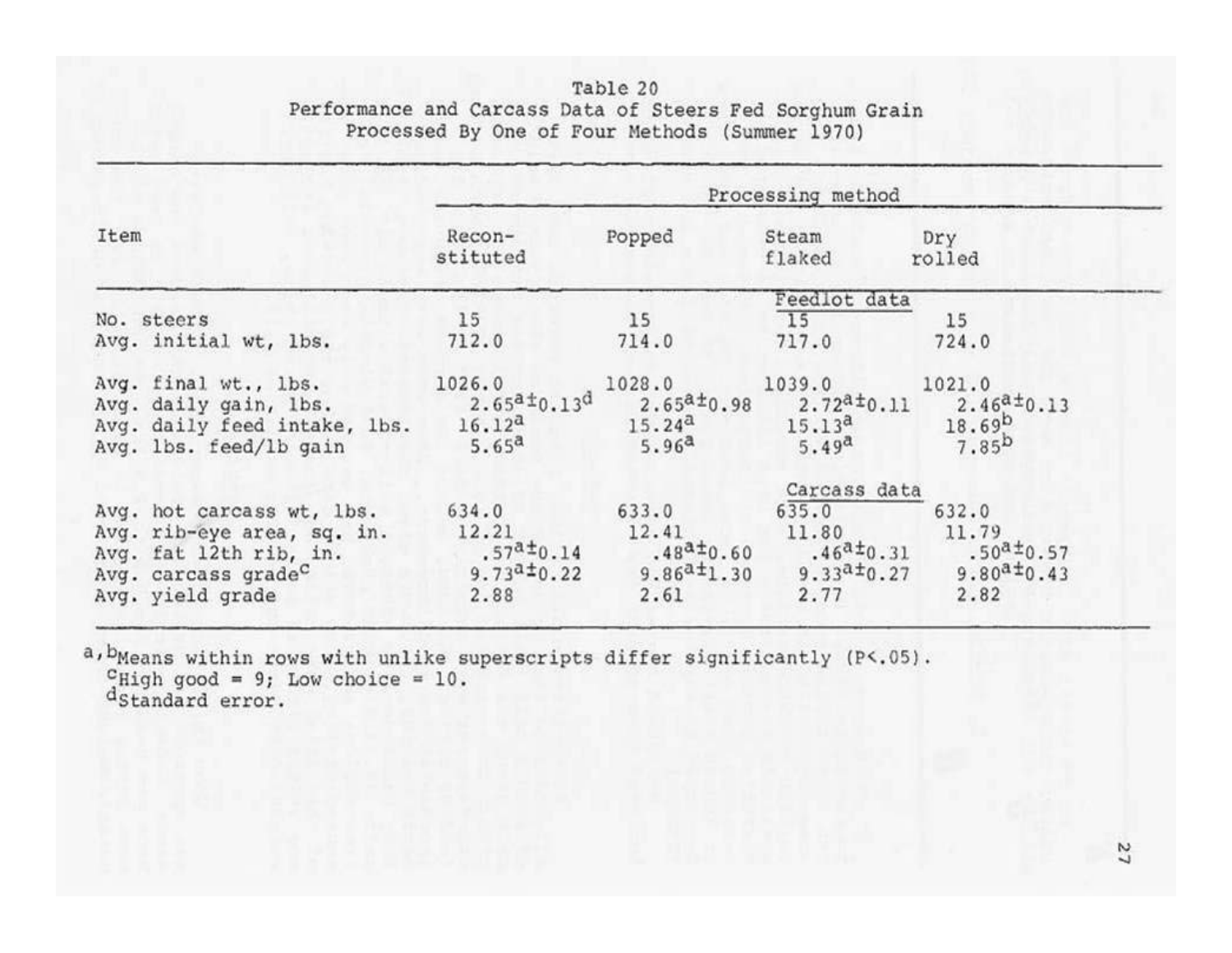Table 20
Performance and Carcass Data of Steers Fed Sorghum Grain Processed By One of Four Methods (Summer 1970)

| Item | Processing method | | | |
|---|---|---|---|---|
| | Recon-stituted | Popped | Steam flaked | Dry rolled |
| | | | Feedlot data | |
| No. steers | 15 | 15 | 15 | 15 |
| Avg. initial wt, lbs. | 712.0 | 714.0 | 717.0 | 724.0 |
| Avg. final wt., lbs. | 1026.0 | 1028.0 | 1039.0 | 1021.0 |
| Avg. daily gain, lbs. | 2.65[a]±0.13[d] | 2.65[a]±0.98 | 2.72[a]±0.11 | 2.46[a]±0.13 |
| Avg. daily feed intake, lbs. | 16.12[a] | 15.24[a] | 15.13[a] | 18.69[b] |
| Avg. lbs. feed/lb gain | 5.65[a] | 5.96[a] | 5.49[a] | 7.85[b] |
| | | | Carcass data | |
| Avg. hot carcass wt, lbs. | 634.0 | 633.0 | 635.0 | 632.0 |
| Avg. rib-eye area, sq. in. | 12.21 | 12.41 | 11.80 | 11.79 |
| Avg. fat 12th rib, in. | .57[a]±0.14 | .48[a]±0.60 | .46[a]±0.31 | .50[a]±0.57 |
| Avg. carcass grade[c] | 9.73[a]±0.22 | 9.86[a]±1.30 | 9.33[a]±0.27 | 9.80[a]±0.43 |
| Avg. yield grade | 2.88 | 2.61 | 2.77 | 2.82 |

[a,b]Means within rows with unlike superscripts differ significantly ($P<.05$).
[c]High good = 9; Low choice = 10.
[d]Standard error.